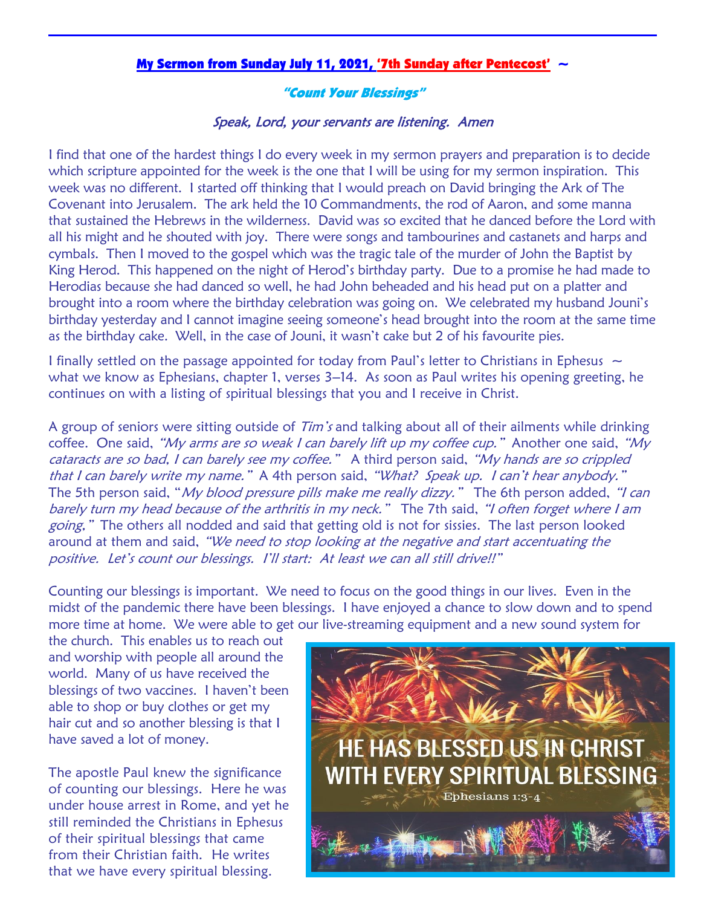**My Sermon from Sunday July 11, 2021, '7th Sunday after Pentecost' ~**

***"Count Your Blessings"***

*Speak, Lord, your servants are listening. Amen*

I find that one of the hardest things I do every week in my sermon prayers and preparation is to decide which scripture appointed for the week is the one that I will be using for my sermon inspiration. This week was no different. I started off thinking that I would preach on David bringing the Ark of The Covenant into Jerusalem. The ark held the 10 Commandments, the rod of Aaron, and some manna that sustained the Hebrews in the wilderness. David was so excited that he danced before the Lord with all his might and he shouted with joy. There were songs and tambourines and castanets and harps and cymbals. Then I moved to the gospel which was the tragic tale of the murder of John the Baptist by King Herod. This happened on the night of Herod's birthday party. Due to a promise he had made to Herodias because she had danced so well, he had John beheaded and his head put on a platter and brought into a room where the birthday celebration was going on. We celebrated my husband Jouni's birthday yesterday and I cannot imagine seeing someone's head brought into the room at the same time as the birthday cake. Well, in the case of Jouni, it wasn't cake but 2 of his favourite pies.

I finally settled on the passage appointed for today from Paul's letter to Christians in Ephesus ~ what we know as Ephesians, chapter 1, verses 3–14. As soon as Paul writes his opening greeting, he continues on with a listing of spiritual blessings that you and I receive in Christ.

A group of seniors were sitting outside of *Tim's* and talking about all of their ailments while drinking coffee. One said, *"My arms are so weak I can barely lift up my coffee cup."* Another one said, *"My cataracts are so bad, I can barely see my coffee."* A third person said, *"My hands are so crippled that I can barely write my name."* A 4th person said, *"What? Speak up. I can't hear anybody."* The 5th person said, "*My blood pressure pills make me really dizzy."* The 6th person added, *"I can barely turn my head because of the arthritis in my neck."* The 7th said, *"I often forget where I am going,"* The others all nodded and said that getting old is not for sissies. The last person looked around at them and said, *"We need to stop looking at the negative and start accentuating the positive. Let's count our blessings. I'll start: At least we can all still drive!!"*

Counting our blessings is important. We need to focus on the good things in our lives. Even in the midst of the pandemic there have been blessings. I have enjoyed a chance to slow down and to spend more time at home. We were able to get our live-streaming equipment and a new sound system for the church. This enables us to reach out and worship with people all around the world. Many of us have received the blessings of two vaccines. I haven't been able to shop or buy clothes or get my hair cut and so another blessing is that I have saved a lot of money.

HE HAS BLESSED US IN CHRIST WITH EVERY SPIRITUAL BLESSING
Ephesians 1:3-4

The apostle Paul knew the significance of counting our blessings. Here he was under house arrest in Rome, and yet he still reminded the Christians in Ephesus of their spiritual blessings that came from their Christian faith. He writes that we have every spiritual blessing.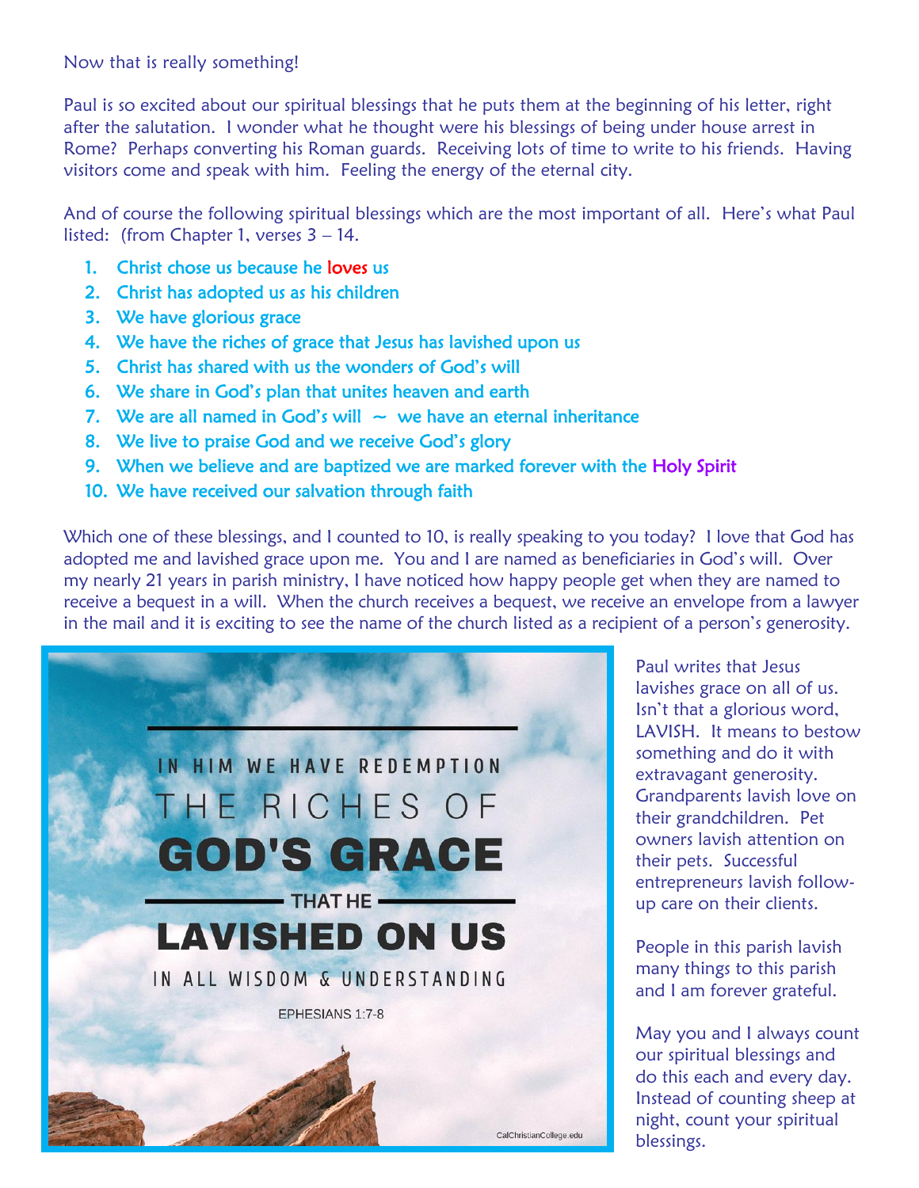Now that is really something!

Paul is so excited about our spiritual blessings that he puts them at the beginning of his letter, right after the salutation. I wonder what he thought were his blessings of being under house arrest in Rome? Perhaps converting his Roman guards. Receiving lots of time to write to his friends. Having visitors come and speak with him. Feeling the energy of the eternal city.

And of course the following spiritual blessings which are the most important of all. Here's what Paul listed: (from Chapter 1, verses 3 – 14.

1. Christ chose us because he loves us
2. Christ has adopted us as his children
3. We have glorious grace
4. We have the riches of grace that Jesus has lavished upon us
5. Christ has shared with us the wonders of God's will
6. We share in God's plan that unites heaven and earth
7. We are all named in God's will ~ we have an eternal inheritance
8. We live to praise God and we receive God's glory
9. When we believe and are baptized we are marked forever with the Holy Spirit
10. We have received our salvation through faith

Which one of these blessings, and I counted to 10, is really speaking to you today? I love that God has adopted me and lavished grace upon me. You and I are named as beneficiaries in God's will. Over my nearly 21 years in parish ministry, I have noticed how happy people get when they are named to receive a bequest in a will. When the church receives a bequest, we receive an envelope from a lawyer in the mail and it is exciting to see the name of the church listed as a recipient of a person's generosity.

IN HIM WE HAVE REDEMPTION THE RICHES OF **GOD'S GRACE** THAT HE **LAVISHED ON US** IN ALL WISDOM & UNDERSTANDING

EPHESIANS 1:7-8

CalChristianCollege.edu

Paul writes that Jesus lavishes grace on all of us. Isn't that a glorious word, LAVISH. It means to bestow something and do it with extravagant generosity. Grandparents lavish love on their grandchildren. Pet owners lavish attention on their pets. Successful entrepreneurs lavish follow-up care on their clients.

People in this parish lavish many things to this parish and I am forever grateful.

May you and I always count our spiritual blessings and do this each and every day. Instead of counting sheep at night, count your spiritual blessings.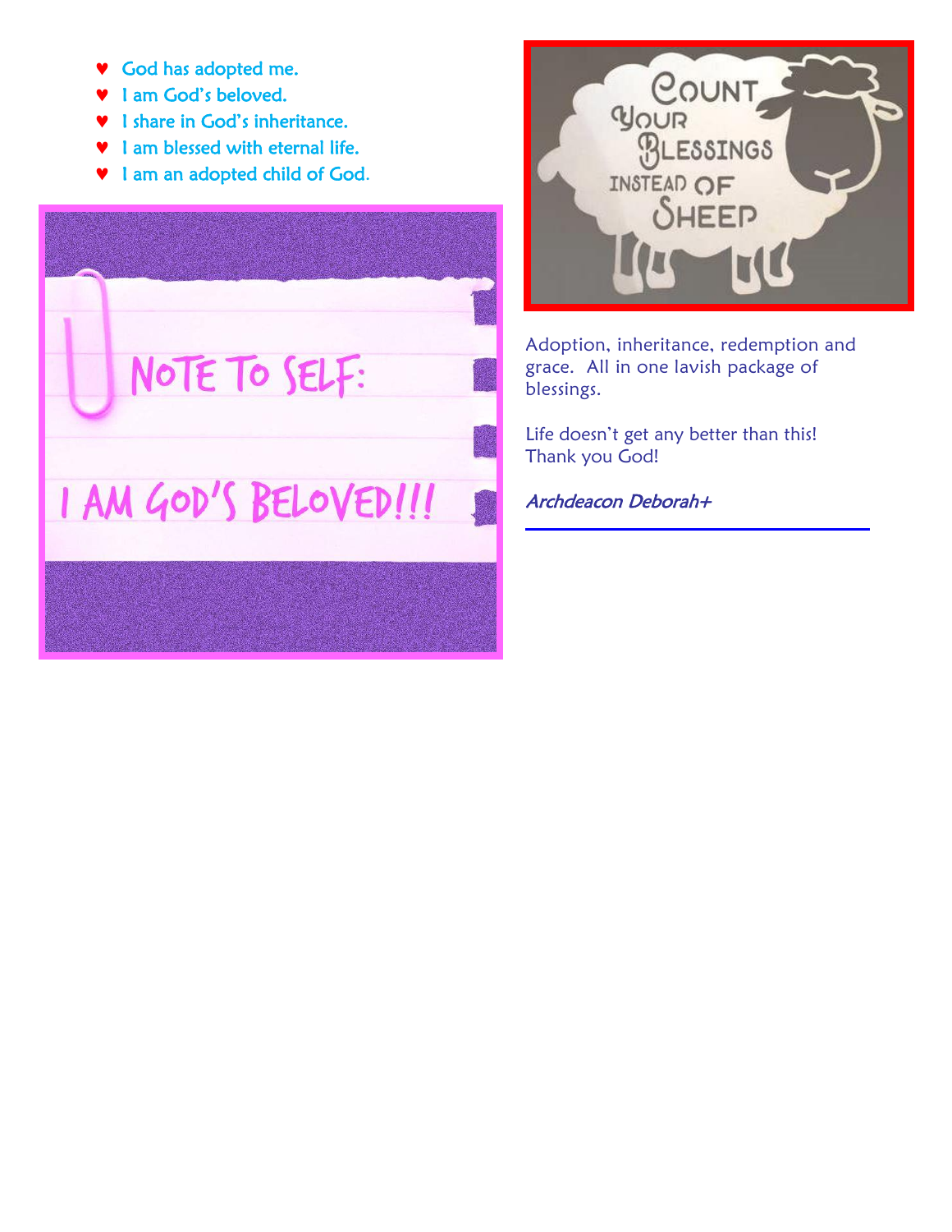- God has adopted me.
- I am God's beloved.
- I share in God's inheritance.
- I am blessed with eternal life.
- I am an adopted child of God.

Adoption, inheritance, redemption and grace. All in one lavish package of blessings.

Life doesn't get any better than this! Thank you God!

*Archdeacon Deborah+*